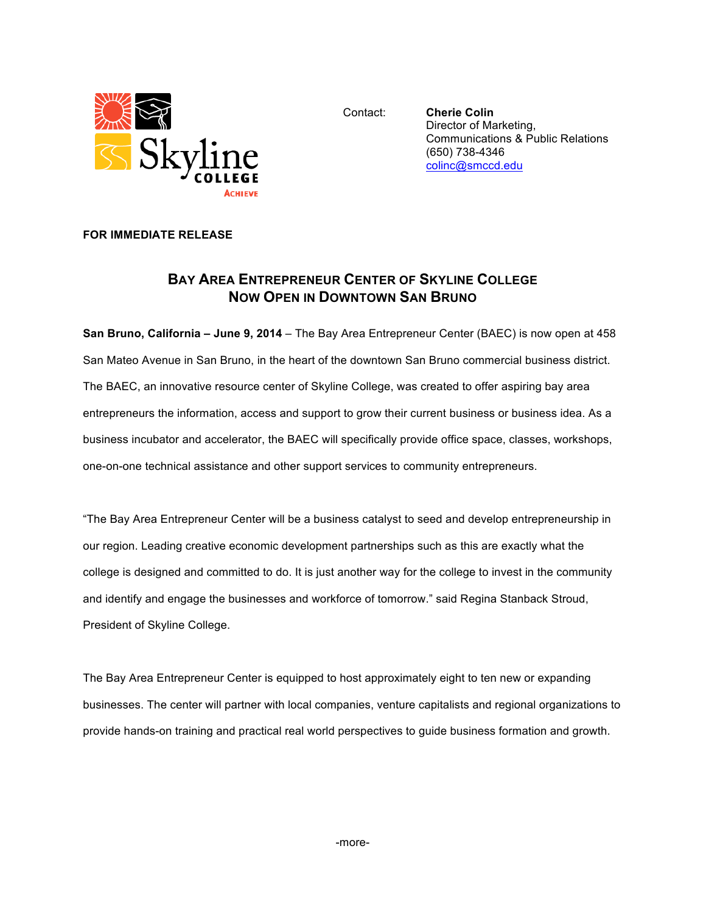Skyline College
ACHIEVE

Contact: **Cherie Colin**
Director of Marketing,
Communications & Public Relations
(650) 738-4346
colinc@smccd.edu

**FOR IMMEDIATE RELEASE**

## BAY AREA ENTREPRENEUR CENTER OF SKYLINE COLLEGE NOW OPEN IN DOWNTOWN SAN BRUNO

**San Bruno, California – June 9, 2014** – The Bay Area Entrepreneur Center (BAEC) is now open at 458 San Mateo Avenue in San Bruno, in the heart of the downtown San Bruno commercial business district. The BAEC, an innovative resource center of Skyline College, was created to offer aspiring bay area entrepreneurs the information, access and support to grow their current business or business idea. As a business incubator and accelerator, the BAEC will specifically provide office space, classes, workshops, one-on-one technical assistance and other support services to community entrepreneurs.

"The Bay Area Entrepreneur Center will be a business catalyst to seed and develop entrepreneurship in our region. Leading creative economic development partnerships such as this are exactly what the college is designed and committed to do. It is just another way for the college to invest in the community and identify and engage the businesses and workforce of tomorrow." said Regina Stanback Stroud, President of Skyline College.

The Bay Area Entrepreneur Center is equipped to host approximately eight to ten new or expanding businesses. The center will partner with local companies, venture capitalists and regional organizations to provide hands-on training and practical real world perspectives to guide business formation and growth.

-more-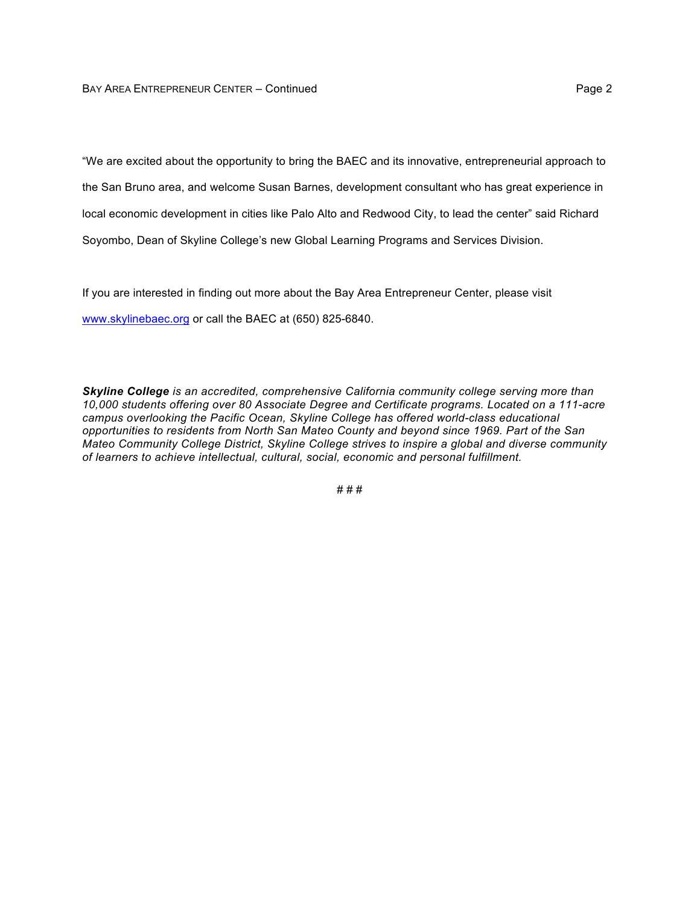"We are excited about the opportunity to bring the BAEC and its innovative, entrepreneurial approach to the San Bruno area, and welcome Susan Barnes, development consultant who has great experience in local economic development in cities like Palo Alto and Redwood City, to lead the center" said Richard Soyombo, Dean of Skyline College's new Global Learning Programs and Services Division.

If you are interested in finding out more about the Bay Area Entrepreneur Center, please visit [www.skylinebaec.org](http://www.skylinebaec.org) or call the BAEC at (650) 825-6840.

***Skyline College** is an accredited, comprehensive California community college serving more than 10,000 students offering over 80 Associate Degree and Certificate programs. Located on a 111-acre campus overlooking the Pacific Ocean, Skyline College has offered world-class educational opportunities to residents from North San Mateo County and beyond since 1969. Part of the San Mateo Community College District, Skyline College strives to inspire a global and diverse community of learners to achieve intellectual, cultural, social, economic and personal fulfillment.*

# # #